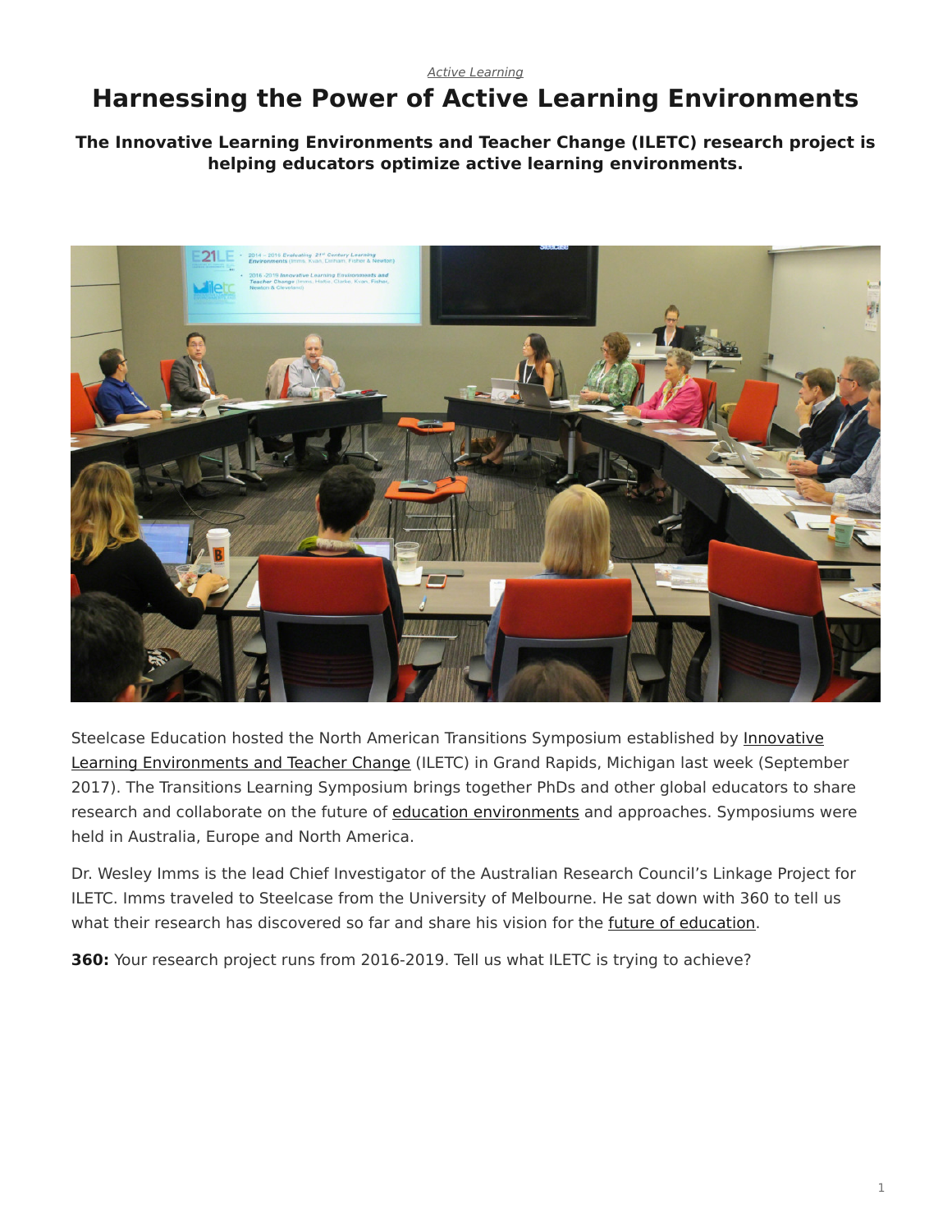*Active Learning*

# Harnessing the Power of Active Learning Environments

**The Innovative Learning Environments and Teacher Change (ILETC) research project is helping educators optimize active learning environments.**

Steelcase Education hosted the North American Transitions Symposium established by Innovative Learning Environments and Teacher Change (ILETC) in Grand Rapids, Michigan last week (September 2017). The Transitions Learning Symposium brings together PhDs and other global educators to share research and collaborate on the future of education environments and approaches. Symposiums were held in Australia, Europe and North America.

Dr. Wesley Imms is the lead Chief Investigator of the Australian Research Council's Linkage Project for ILETC. Imms traveled to Steelcase from the University of Melbourne. He sat down with 360 to tell us what their research has discovered so far and share his vision for the future of education.

**360:** Your research project runs from 2016-2019. Tell us what ILETC is trying to achieve?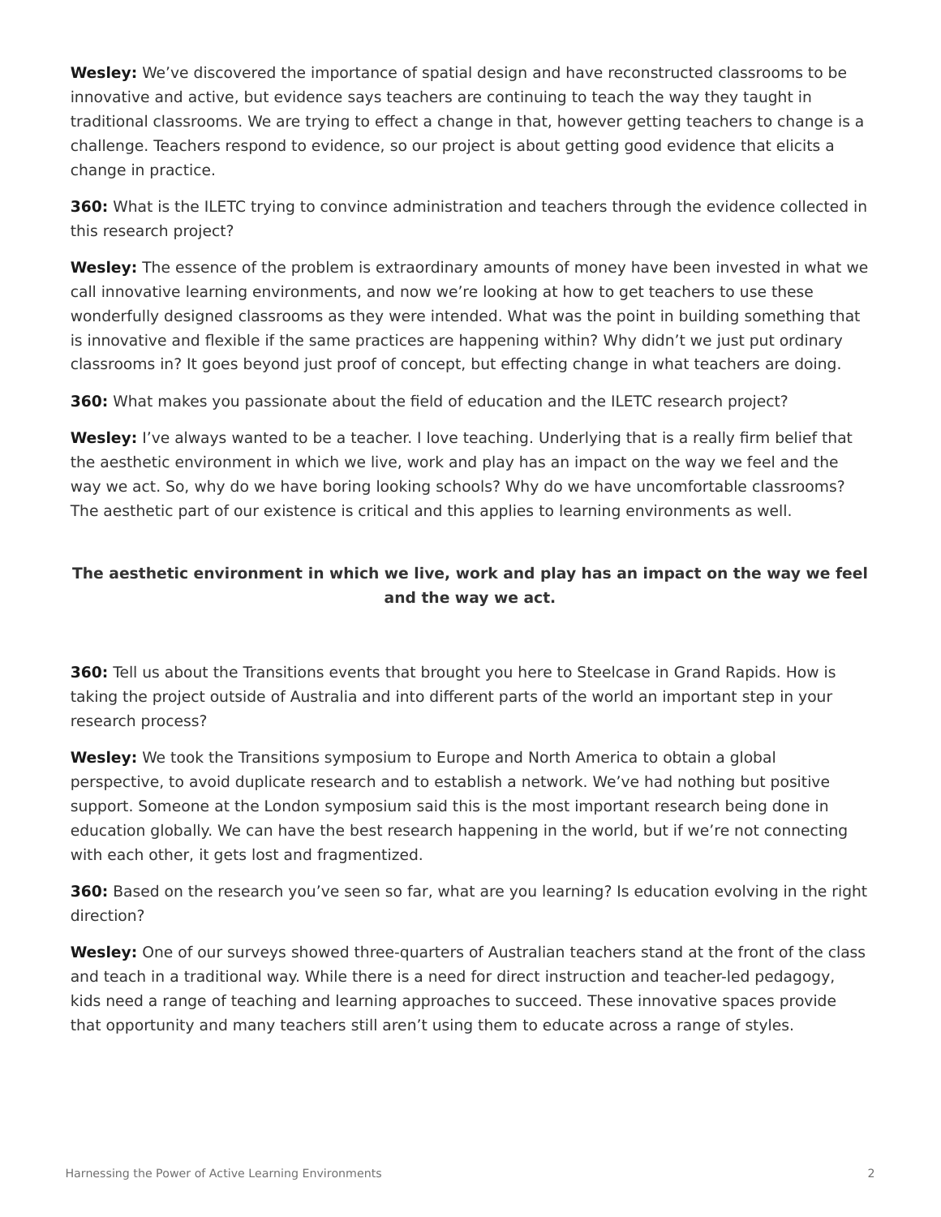**Wesley:** We've discovered the importance of spatial design and have reconstructed classrooms to be innovative and active, but evidence says teachers are continuing to teach the way they taught in traditional classrooms. We are trying to effect a change in that, however getting teachers to change is a challenge. Teachers respond to evidence, so our project is about getting good evidence that elicits a change in practice.

**360:** What is the ILETC trying to convince administration and teachers through the evidence collected in this research project?

**Wesley:** The essence of the problem is extraordinary amounts of money have been invested in what we call innovative learning environments, and now we're looking at how to get teachers to use these wonderfully designed classrooms as they were intended. What was the point in building something that is innovative and flexible if the same practices are happening within? Why didn't we just put ordinary classrooms in? It goes beyond just proof of concept, but effecting change in what teachers are doing.

**360:** What makes you passionate about the field of education and the ILETC research project?

**Wesley:** I've always wanted to be a teacher. I love teaching. Underlying that is a really firm belief that the aesthetic environment in which we live, work and play has an impact on the way we feel and the way we act. So, why do we have boring looking schools? Why do we have uncomfortable classrooms? The aesthetic part of our existence is critical and this applies to learning environments as well.

**The aesthetic environment in which we live, work and play has an impact on the way we feel and the way we act.**

**360:** Tell us about the Transitions events that brought you here to Steelcase in Grand Rapids. How is taking the project outside of Australia and into different parts of the world an important step in your research process?

**Wesley:** We took the Transitions symposium to Europe and North America to obtain a global perspective, to avoid duplicate research and to establish a network. We've had nothing but positive support. Someone at the London symposium said this is the most important research being done in education globally. We can have the best research happening in the world, but if we're not connecting with each other, it gets lost and fragmentized.

**360:** Based on the research you've seen so far, what are you learning? Is education evolving in the right direction?

**Wesley:** One of our surveys showed three-quarters of Australian teachers stand at the front of the class and teach in a traditional way. While there is a need for direct instruction and teacher-led pedagogy, kids need a range of teaching and learning approaches to succeed. These innovative spaces provide that opportunity and many teachers still aren't using them to educate across a range of styles.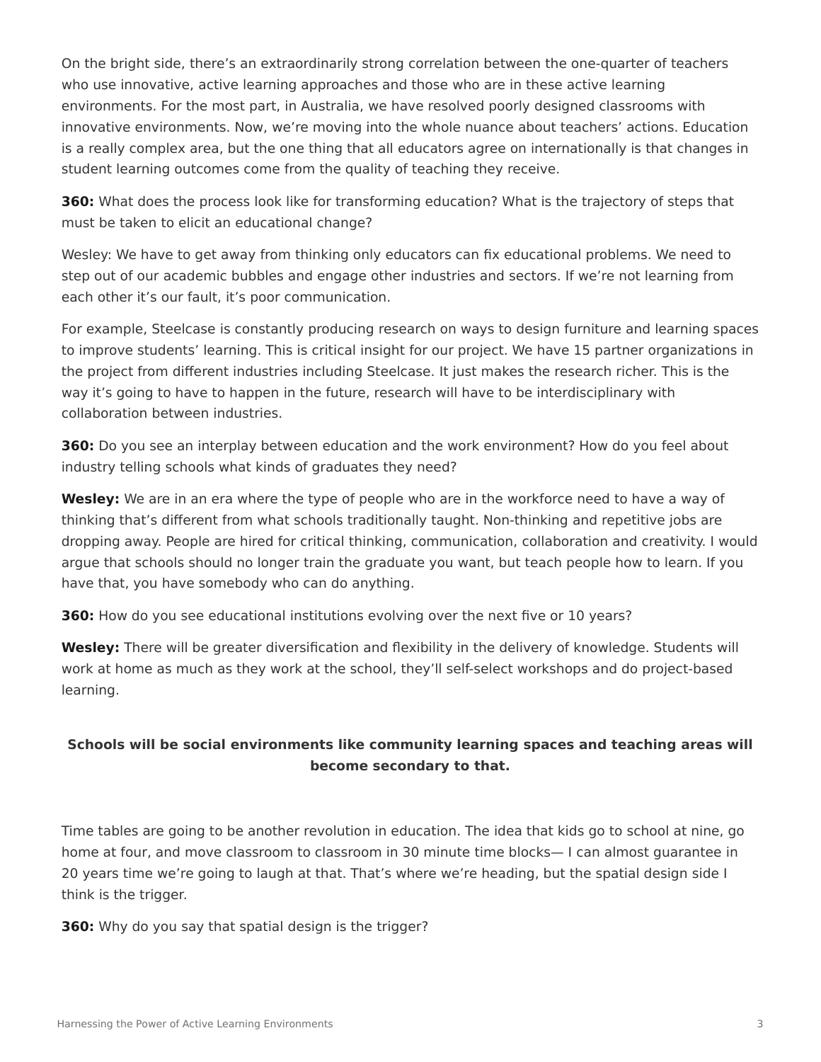On the bright side, there's an extraordinarily strong correlation between the one-quarter of teachers who use innovative, active learning approaches and those who are in these active learning environments. For the most part, in Australia, we have resolved poorly designed classrooms with innovative environments. Now, we're moving into the whole nuance about teachers' actions. Education is a really complex area, but the one thing that all educators agree on internationally is that changes in student learning outcomes come from the quality of teaching they receive.

**360:** What does the process look like for transforming education? What is the trajectory of steps that must be taken to elicit an educational change?

Wesley: We have to get away from thinking only educators can fix educational problems. We need to step out of our academic bubbles and engage other industries and sectors. If we're not learning from each other it's our fault, it's poor communication.

For example, Steelcase is constantly producing research on ways to design furniture and learning spaces to improve students' learning. This is critical insight for our project. We have 15 partner organizations in the project from different industries including Steelcase. It just makes the research richer. This is the way it's going to have to happen in the future, research will have to be interdisciplinary with collaboration between industries.

**360:** Do you see an interplay between education and the work environment? How do you feel about industry telling schools what kinds of graduates they need?

**Wesley:** We are in an era where the type of people who are in the workforce need to have a way of thinking that's different from what schools traditionally taught. Non-thinking and repetitive jobs are dropping away. People are hired for critical thinking, communication, collaboration and creativity. I would argue that schools should no longer train the graduate you want, but teach people how to learn. If you have that, you have somebody who can do anything.

**360:** How do you see educational institutions evolving over the next five or 10 years?

**Wesley:** There will be greater diversification and flexibility in the delivery of knowledge. Students will work at home as much as they work at the school, they'll self-select workshops and do project-based learning.

**Schools will be social environments like community learning spaces and teaching areas will become secondary to that.**

Time tables are going to be another revolution in education. The idea that kids go to school at nine, go home at four, and move classroom to classroom in 30 minute time blocks— I can almost guarantee in 20 years time we're going to laugh at that. That's where we're heading, but the spatial design side I think is the trigger.

**360:** Why do you say that spatial design is the trigger?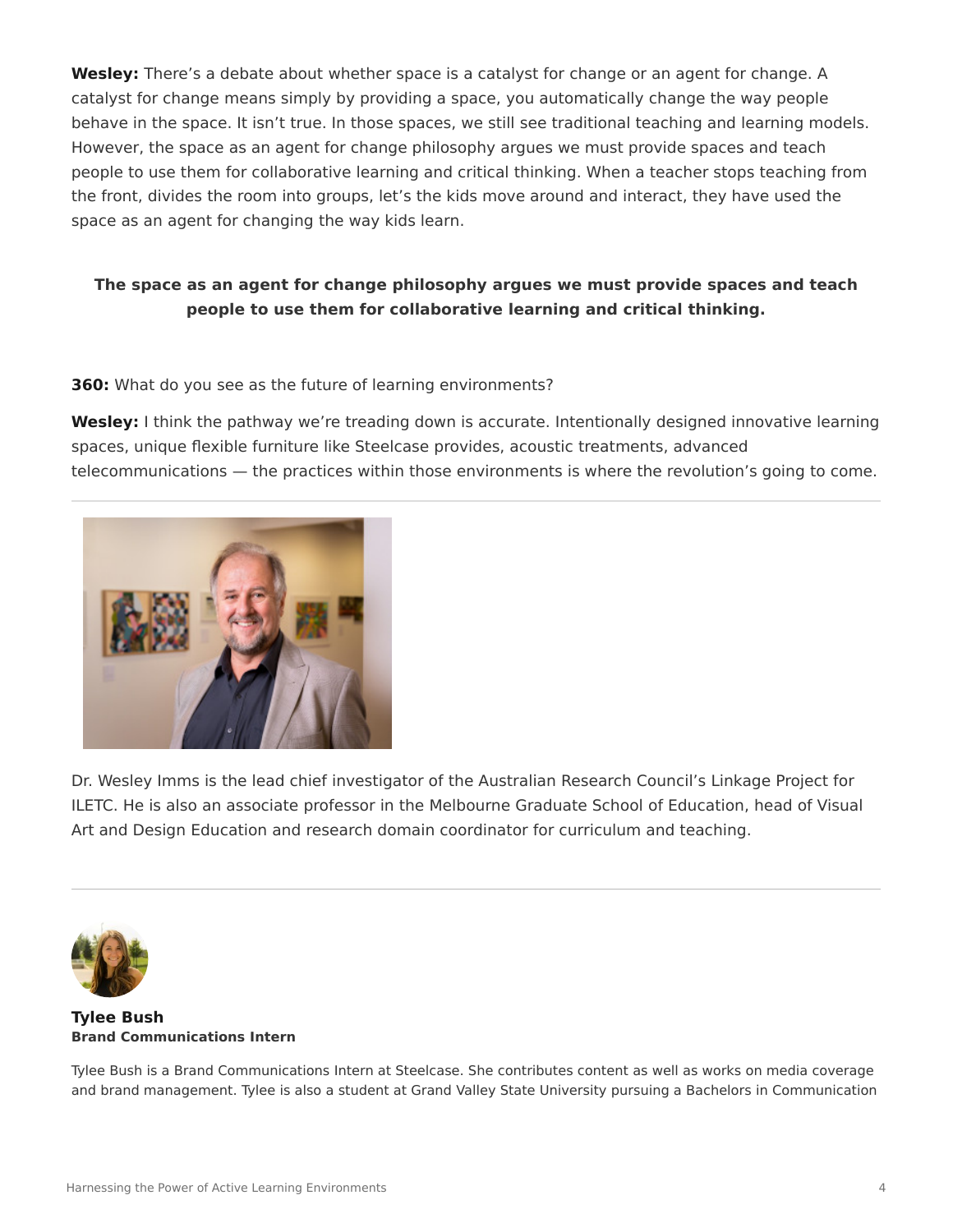**Wesley:** There's a debate about whether space is a catalyst for change or an agent for change. A catalyst for change means simply by providing a space, you automatically change the way people behave in the space. It isn't true. In those spaces, we still see traditional teaching and learning models. However, the space as an agent for change philosophy argues we must provide spaces and teach people to use them for collaborative learning and critical thinking. When a teacher stops teaching from the front, divides the room into groups, let's the kids move around and interact, they have used the space as an agent for changing the way kids learn.

**The space as an agent for change philosophy argues we must provide spaces and teach people to use them for collaborative learning and critical thinking.**

**360:** What do you see as the future of learning environments?

**Wesley:** I think the pathway we're treading down is accurate. Intentionally designed innovative learning spaces, unique flexible furniture like Steelcase provides, acoustic treatments, advanced telecommunications — the practices within those environments is where the revolution's going to come.

---

Dr. Wesley Imms is the lead chief investigator of the Australian Research Council's Linkage Project for ILETC. He is also an associate professor in the Melbourne Graduate School of Education, head of Visual Art and Design Education and research domain coordinator for curriculum and teaching.

---

**Tylee Bush**
**Brand Communications Intern**

Tylee Bush is a Brand Communications Intern at Steelcase. She contributes content as well as works on media coverage and brand management. Tylee is also a student at Grand Valley State University pursuing a Bachelors in Communication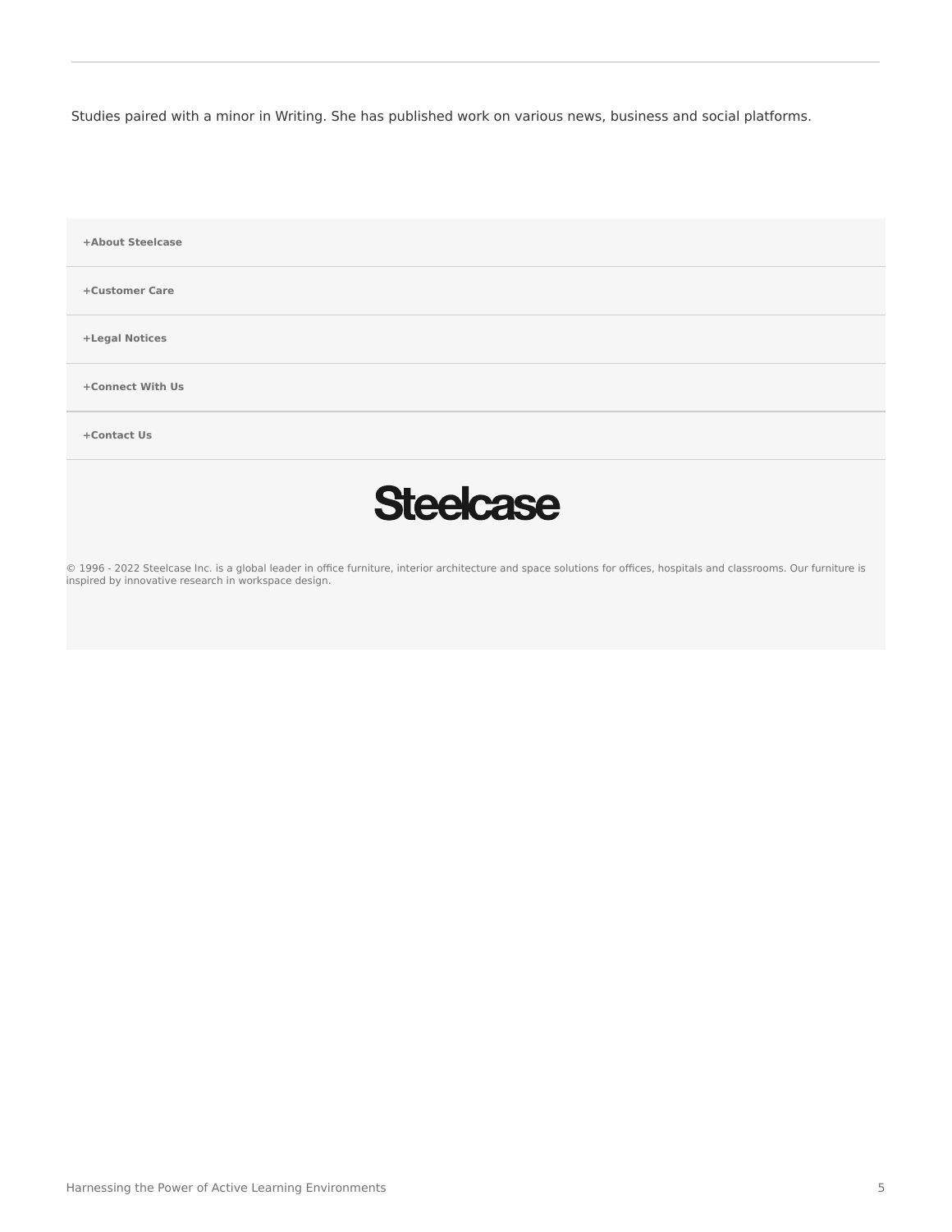Studies paired with a minor in Writing. She has published work on various news, business and social platforms.

**+About Steelcase**

**+Customer Care**

**+Legal Notices**

**+Connect With Us**

**+Contact Us**

Steelcase

© 1996 - 2022 Steelcase Inc. is a global leader in office furniture, interior architecture and space solutions for offices, hospitals and classrooms. Our furniture is inspired by innovative research in workspace design.